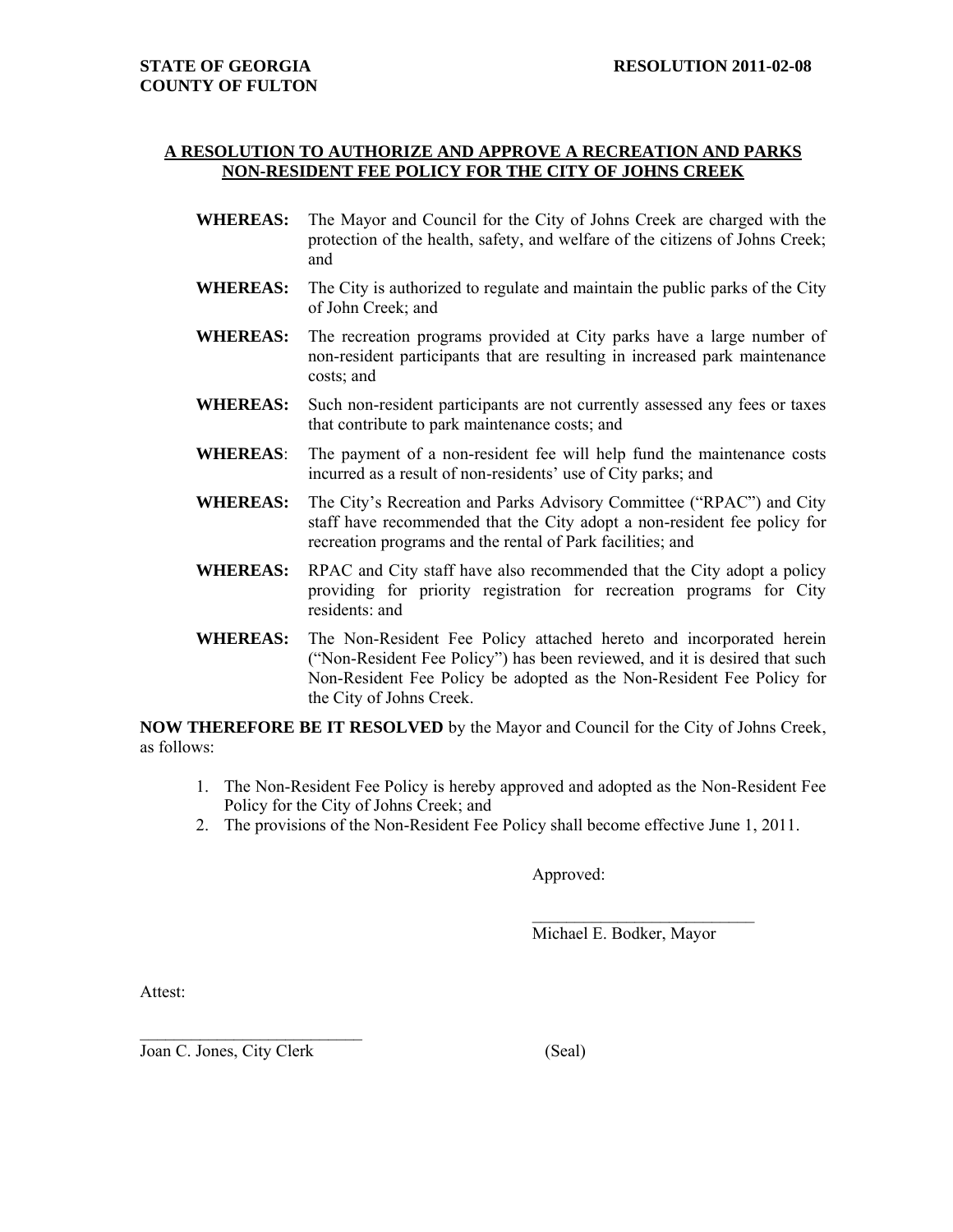**STATE OF GEORGIA**
**COUNTY OF FULTON**

**RESOLUTION 2011-02-08**

## A RESOLUTION TO AUTHORIZE AND APPROVE A RECREATION AND PARKS NON-RESIDENT FEE POLICY FOR THE CITY OF JOHNS CREEK

**WHEREAS:** The Mayor and Council for the City of Johns Creek are charged with the protection of the health, safety, and welfare of the citizens of Johns Creek; and

**WHEREAS:** The City is authorized to regulate and maintain the public parks of the City of John Creek; and

**WHEREAS:** The recreation programs provided at City parks have a large number of non-resident participants that are resulting in increased park maintenance costs; and

**WHEREAS:** Such non-resident participants are not currently assessed any fees or taxes that contribute to park maintenance costs; and

**WHEREAS**: The payment of a non-resident fee will help fund the maintenance costs incurred as a result of non-residents' use of City parks; and

**WHEREAS:** The City's Recreation and Parks Advisory Committee ("RPAC") and City staff have recommended that the City adopt a non-resident fee policy for recreation programs and the rental of Park facilities; and

**WHEREAS:** RPAC and City staff have also recommended that the City adopt a policy providing for priority registration for recreation programs for City residents: and

**WHEREAS:** The Non-Resident Fee Policy attached hereto and incorporated herein ("Non-Resident Fee Policy") has been reviewed, and it is desired that such Non-Resident Fee Policy be adopted as the Non-Resident Fee Policy for the City of Johns Creek.

**NOW THEREFORE BE IT RESOLVED** by the Mayor and Council for the City of Johns Creek, as follows:

1. The Non-Resident Fee Policy is hereby approved and adopted as the Non-Resident Fee Policy for the City of Johns Creek; and
2. The provisions of the Non-Resident Fee Policy shall become effective June 1, 2011.

Approved:

___________________________
Michael E. Bodker, Mayor

Attest:

___________________________
Joan C. Jones, City Clerk

(Seal)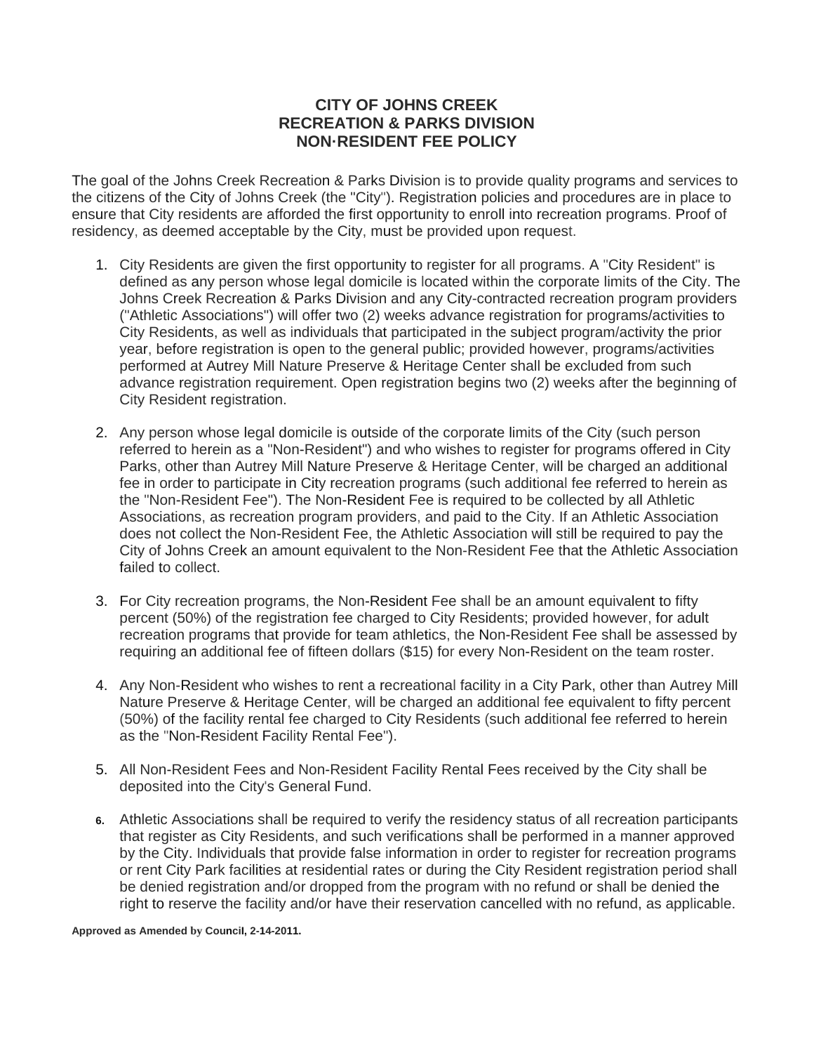# CITY OF JOHNS CREEK
# RECREATION & PARKS DIVISION
# NON·RESIDENT FEE POLICY

The goal of the Johns Creek Recreation & Parks Division is to provide quality programs and services to the citizens of the City of Johns Creek (the "City"). Registration policies and procedures are in place to ensure that City residents are afforded the first opportunity to enroll into recreation programs. Proof of residency, as deemed acceptable by the City, must be provided upon request.

1. City Residents are given the first opportunity to register for all programs. A "City Resident" is defined as any person whose legal domicile is located within the corporate limits of the City. The Johns Creek Recreation & Parks Division and any City-contracted recreation program providers ("Athletic Associations") will offer two (2) weeks advance registration for programs/activities to City Residents, as well as individuals that participated in the subject program/activity the prior year, before registration is open to the general public; provided however, programs/activities performed at Autrey Mill Nature Preserve & Heritage Center shall be excluded from such advance registration requirement. Open registration begins two (2) weeks after the beginning of City Resident registration.

2. Any person whose legal domicile is outside of the corporate limits of the City (such person referred to herein as a "Non-Resident") and who wishes to register for programs offered in City Parks, other than Autrey Mill Nature Preserve & Heritage Center, will be charged an additional fee in order to participate in City recreation programs (such additional fee referred to herein as the "Non-Resident Fee"). The Non-Resident Fee is required to be collected by all Athletic Associations, as recreation program providers, and paid to the City. If an Athletic Association does not collect the Non-Resident Fee, the Athletic Association will still be required to pay the City of Johns Creek an amount equivalent to the Non-Resident Fee that the Athletic Association failed to collect.

3. For City recreation programs, the Non-Resident Fee shall be an amount equivalent to fifty percent (50%) of the registration fee charged to City Residents; provided however, for adult recreation programs that provide for team athletics, the Non-Resident Fee shall be assessed by requiring an additional fee of fifteen dollars ($15) for every Non-Resident on the team roster.

4. Any Non-Resident who wishes to rent a recreational facility in a City Park, other than Autrey Mill Nature Preserve & Heritage Center, will be charged an additional fee equivalent to fifty percent (50%) of the facility rental fee charged to City Residents (such additional fee referred to herein as the "Non-Resident Facility Rental Fee").

5. All Non-Resident Fees and Non-Resident Facility Rental Fees received by the City shall be deposited into the City's General Fund.

6. Athletic Associations shall be required to verify the residency status of all recreation participants that register as City Residents, and such verifications shall be performed in a manner approved by the City. Individuals that provide false information in order to register for recreation programs or rent City Park facilities at residential rates or during the City Resident registration period shall be denied registration and/or dropped from the program with no refund or shall be denied the right to reserve the facility and/or have their reservation cancelled with no refund, as applicable.

**Approved as Amended by Council, 2-14-2011.**